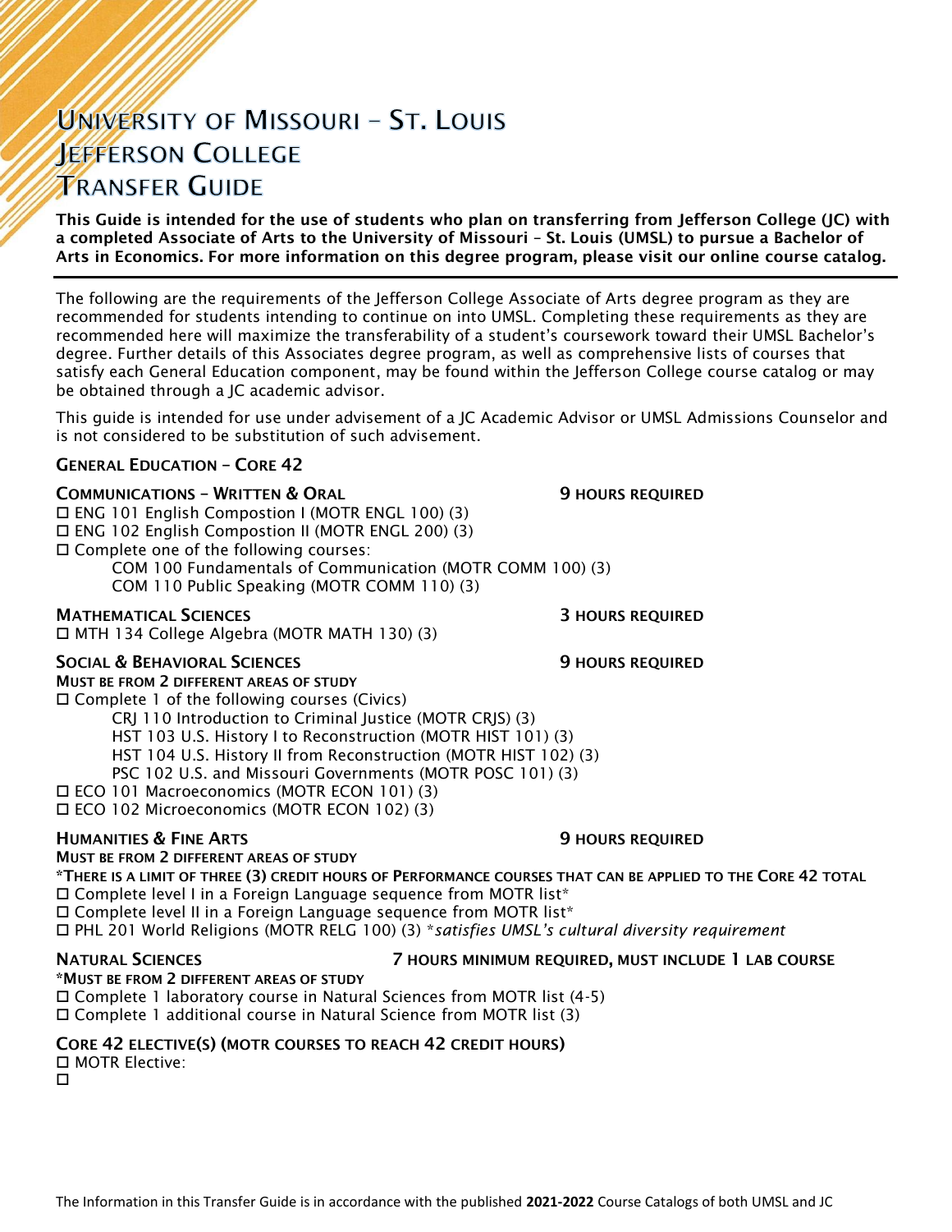# University of Missouri – St. Louis
# Jefferson College
# Transfer Guide

**This Guide is intended for the use of students who plan on transferring from Jefferson College (JC) with a completed Associate of Arts to the University of Missouri – St. Louis (UMSL) to pursue a Bachelor of Arts in Economics. For more information on this degree program, please visit our online course catalog.**

---

The following are the requirements of the Jefferson College Associate of Arts degree program as they are recommended for students intending to continue on into UMSL. Completing these requirements as they are recommended here will maximize the transferability of a student's coursework toward their UMSL Bachelor's degree. Further details of this Associates degree program, as well as comprehensive lists of courses that satisfy each General Education component, may be found within the Jefferson College course catalog or may be obtained through a JC academic advisor.

This guide is intended for use under advisement of a JC Academic Advisor or UMSL Admissions Counselor and is not considered to be substitution of such advisement.

## General Education – Core 42

### Communications – Written & Oral — 9 hours required

- ☐ ENG 101 English Compostion I (MOTR ENGL 100) (3)
- ☐ ENG 102 English Compostion II (MOTR ENGL 200) (3)
- ☐ Complete one of the following courses:
  - COM 100 Fundamentals of Communication (MOTR COMM 100) (3)
  - COM 110 Public Speaking (MOTR COMM 110) (3)

### Mathematical Sciences — 3 hours required

- ☐ MTH 134 College Algebra (MOTR MATH 130) (3)

### Social & Behavioral Sciences — 9 hours required

**Must be from 2 different areas of study**

- ☐ Complete 1 of the following courses (Civics)
  - CRJ 110 Introduction to Criminal Justice (MOTR CRJS) (3)
  - HST 103 U.S. History I to Reconstruction (MOTR HIST 101) (3)
  - HST 104 U.S. History II from Reconstruction (MOTR HIST 102) (3)
  - PSC 102 U.S. and Missouri Governments (MOTR POSC 101) (3)
- ☐ ECO 101 Macroeconomics (MOTR ECON 101) (3)
- ☐ ECO 102 Microeconomics (MOTR ECON 102) (3)

### Humanities & Fine Arts — 9 hours required

**Must be from 2 different areas of study**

***There is a limit of three (3) credit hours of Performance courses that can be applied to the Core 42 total**

- ☐ Complete level I in a Foreign Language sequence from MOTR list*
- ☐ Complete level II in a Foreign Language sequence from MOTR list*
- ☐ PHL 201 World Religions (MOTR RELG 100) (3) **satisfies UMSL's cultural diversity requirement*

### Natural Sciences — 7 hours minimum required, must include 1 lab course

***Must be from 2 different areas of study**

- ☐ Complete 1 laboratory course in Natural Sciences from MOTR list (4-5)
- ☐ Complete 1 additional course in Natural Science from MOTR list (3)

### Core 42 Elective(s) (MOTR courses to reach 42 credit hours)

- ☐ MOTR Elective:
- ☐

The Information in this Transfer Guide is in accordance with the published **2021-2022** Course Catalogs of both UMSL and JC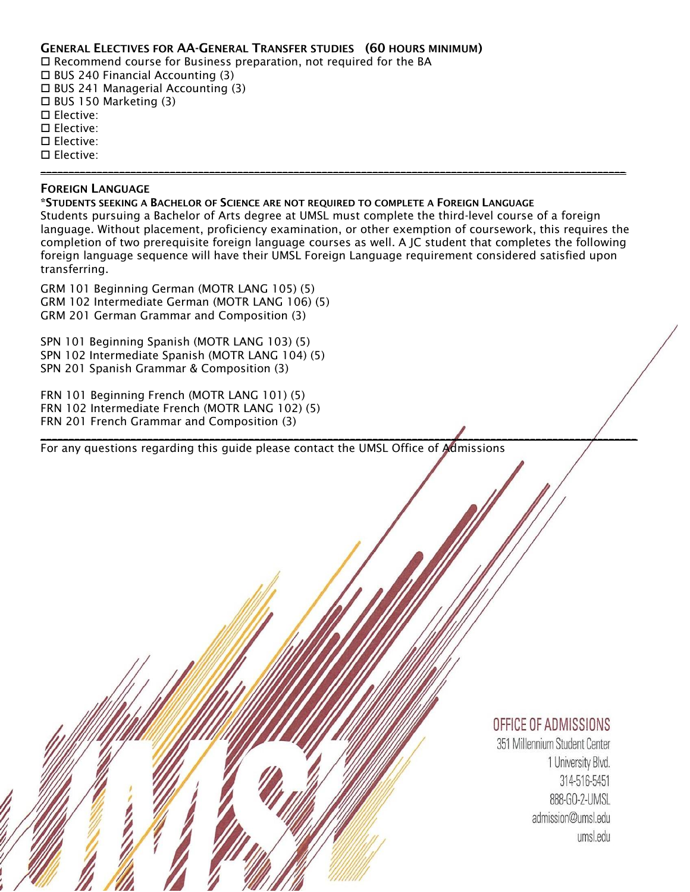## General Electives for AA-General Transfer studies (60 hours minimum)

- ☐ Recommend course for Business preparation, not required for the BA
- ☐ BUS 240 Financial Accounting (3)
- ☐ BUS 241 Managerial Accounting (3)
- ☐ BUS 150 Marketing (3)
- ☐ Elective:
- ☐ Elective:
- ☐ Elective:
- ☐ Elective:

---

## Foreign Language

**\*Students seeking a Bachelor of Science are not required to complete a Foreign Language**

Students pursuing a Bachelor of Arts degree at UMSL must complete the third-level course of a foreign language. Without placement, proficiency examination, or other exemption of coursework, this requires the completion of two prerequisite foreign language courses as well. A JC student that completes the following foreign language sequence will have their UMSL Foreign Language requirement considered satisfied upon transferring.

GRM 101 Beginning German (MOTR LANG 105) (5)
GRM 102 Intermediate German (MOTR LANG 106) (5)
GRM 201 German Grammar and Composition (3)

SPN 101 Beginning Spanish (MOTR LANG 103) (5)
SPN 102 Intermediate Spanish (MOTR LANG 104) (5)
SPN 201 Spanish Grammar & Composition (3)

FRN 101 Beginning French (MOTR LANG 101) (5)
FRN 102 Intermediate French (MOTR LANG 102) (5)
FRN 201 French Grammar and Composition (3)

---

For any questions regarding this guide please contact the UMSL Office of Admissions

**OFFICE OF ADMISSIONS**
351 Millennium Student Center
1 University Blvd.
314-516-5451
888-GO-2-UMSL
admission@umsl.edu
umsl.edu